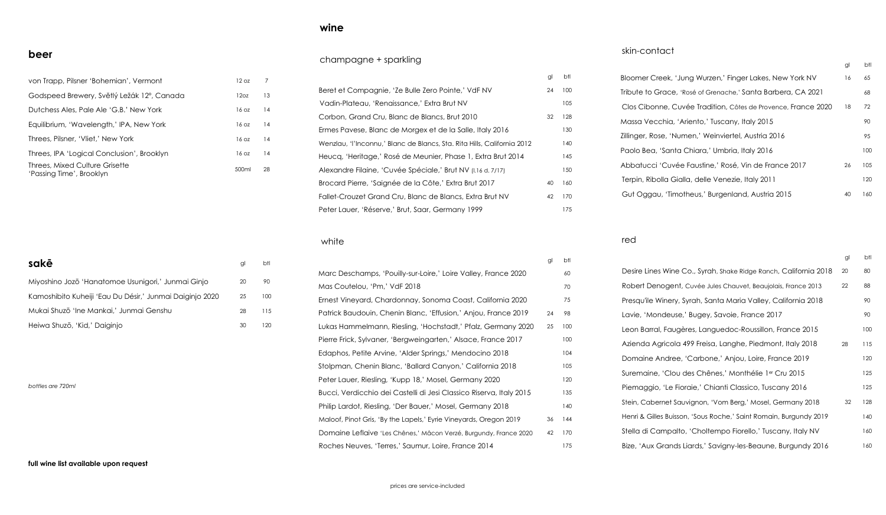## beer

| | | |
|---|---|---|
| von Trapp, Pilsner 'Bohemian', Vermont | 12 oz | 7 |
| Godspeed Brewery, Světlý Ležák 12º, Canada | 12oz | 13 |
| Dutchess Ales, Pale Ale 'G.B.' New York | 16 oz | 14 |
| Equilibrium, 'Wavelength,' IPA, New York | 16 oz | 14 |
| Threes, Pilsner, 'Vliet,' New York | 16 oz | 14 |
| Threes, IPA 'Logical Conclusion', Brooklyn | 16 oz | 14 |
| Threes, Mixed Culture Grisette 'Passing Time', Brooklyn | 500ml | 28 |

## sakē

| | gl | btl |
|---|---|---|
| Miyoshino Jozō 'Hanatomoe Usunigori,' Junmai Ginjo | 20 | 90 |
| Kamoshibito Kuheiji 'Eau Du Désir,' Junmai Daiginjo 2020 | 25 | 100 |
| Mukai Shuzō 'Ine Mankai,' Junmai Genshu | 28 | 115 |
| Heiwa Shuzō, 'Kid,' Daiginjo | 30 | 120 |

*bottles are 720ml*

**full wine list available upon request**

# wine

### champagne + sparkling

| | gl | btl |
|---|---|---|
| Beret et Compagnie, 'Ze Bulle Zero Pointe,' VdF NV | 24 | 100 |
| Vadin-Plateau, 'Renaissance,' Extra Brut NV | | 105 |
| Corbon, Grand Cru, Blanc de Blancs, Brut 2010 | 32 | 128 |
| Ermes Pavese, Blanc de Morgex et de la Salle, Italy 2016 | | 130 |
| Wenzlau, 'l'Inconnu,' Blanc de Blancs, Sta. Rita Hills, California 2012 | | 140 |
| Heucq, 'Heritage,' Rosé de Meunier, Phase 1, Extra Brut 2014 | | 145 |
| Alexandre Filaine, 'Cuvée Spéciale,' Brut NV (l.16 d. 7/17) | | 150 |
| Brocard Pierre, 'Saignée de la Côte,' Extra Brut 2017 | 40 | 160 |
| Fallet-Crouzet Grand Cru, Blanc de Blancs, Extra Brut NV | 42 | 170 |
| Peter Lauer, 'Réserve,' Brut, Saar, Germany 1999 | | 175 |

### white

| | gl | btl |
|---|---|---|
| Marc Deschamps, 'Pouilly-sur-Loire,' Loire Valley, France 2020 | | 60 |
| Mas Coutelou, 'Pm,' VdF 2018 | | 70 |
| Ernest Vineyard, Chardonnay, Sonoma Coast, California 2020 | | 75 |
| Patrick Baudouin, Chenin Blanc, 'Effusion,' Anjou, France 2019 | 24 | 98 |
| Lukas Hammelmann, Riesling, 'Hochstadt,' Pfalz, Germany 2020 | 25 | 100 |
| Pierre Frick, Sylvaner, 'Bergweingarten,' Alsace, France 2017 | | 100 |
| Edaphos, Petite Arvine, 'Alder Springs,' Mendocino 2018 | | 104 |
| Stolpman, Chenin Blanc, 'Ballard Canyon,' California 2018 | | 105 |
| Peter Lauer, Riesling, 'Kupp 18,' Mosel, Germany 2020 | | 120 |
| Bucci, Verdicchio dei Castelli di Jesi Classico Riserva, Italy 2015 | | 135 |
| Philip Lardot, Riesling, 'Der Bauer,' Mosel, Germany 2018 | | 140 |
| Maloof, Pinot Gris, 'By the Lapels,' Eyrie Vineyards, Oregon 2019 | 36 | 144 |
| Domaine Leflaive 'Les Chênes,' Mâcon Verzé, Burgundy, France 2020 | 42 | 170 |
| Roches Neuves, 'Terres,' Saumur, Loire, France 2014 | | 175 |

### skin-contact

| | gl | btl |
|---|---|---|
| Bloomer Creek, 'Jung Wurzen,' Finger Lakes, New York NV | 16 | 65 |
| Tribute to Grace, 'Rosé of Grenache,' Santa Barbera, CA 2021 | | 68 |
| Clos Cibonne, Cuvée Tradition, Côtes de Provence, France 2020 | 18 | 72 |
| Massa Vecchia, 'Ariento,' Tuscany, Italy 2015 | | 90 |
| Zillinger, Rose, 'Numen,' Weinviertel, Austria 2016 | | 95 |
| Paolo Bea, 'Santa Chiara,' Umbria, Italy 2016 | | 100 |
| Abbatucci 'Cuvée Faustine,' Rosé, Vin de France 2017 | 26 | 105 |
| Terpin, Ribolla Gialla, delle Venezie, Italy 2011 | | 120 |
| Gut Oggau, 'Timotheus,' Burgenland, Austria 2015 | 40 | 160 |

### red

| | gl | btl |
|---|---|---|
| Desire Lines Wine Co., Syrah, Shake Ridge Ranch, California 2018 | 20 | 80 |
| Robert Denogent, Cuvée Jules Chauvet, Beaujolais, France 2013 | 22 | 88 |
| Presqu'ile Winery, Syrah, Santa Maria Valley, California 2018 | | 90 |
| Lavie, 'Mondeuse,' Bugey, Savoie, France 2017 | | 90 |
| Leon Barral, Faugères, Languedoc-Roussillon, France 2015 | | 100 |
| Azienda Agricola 499 Freisa, Langhe, Piedmont, Italy 2018 | 28 | 115 |
| Domaine Andree, 'Carbone,' Anjou, Loire, France 2019 | | 120 |
| Suremaine, 'Clou des Chênes,' Monthélie 1er Cru 2015 | | 125 |
| Piemaggio, 'Le Fioraie,' Chianti Classico, Tuscany 2016 | | 125 |
| Stein, Cabernet Sauvignon, 'Vom Berg,' Mosel, Germany 2018 | 32 | 128 |
| Henri & Gilles Buisson, 'Sous Roche,' Saint Romain, Burgundy 2019 | | 140 |
| Stella di Campalto, 'Choltempo Fiorello,' Tuscany, Italy NV | | 160 |
| Bize, 'Aux Grands Liards,' Savigny-les-Beaune, Burgundy 2016 | | 160 |

prices are service-included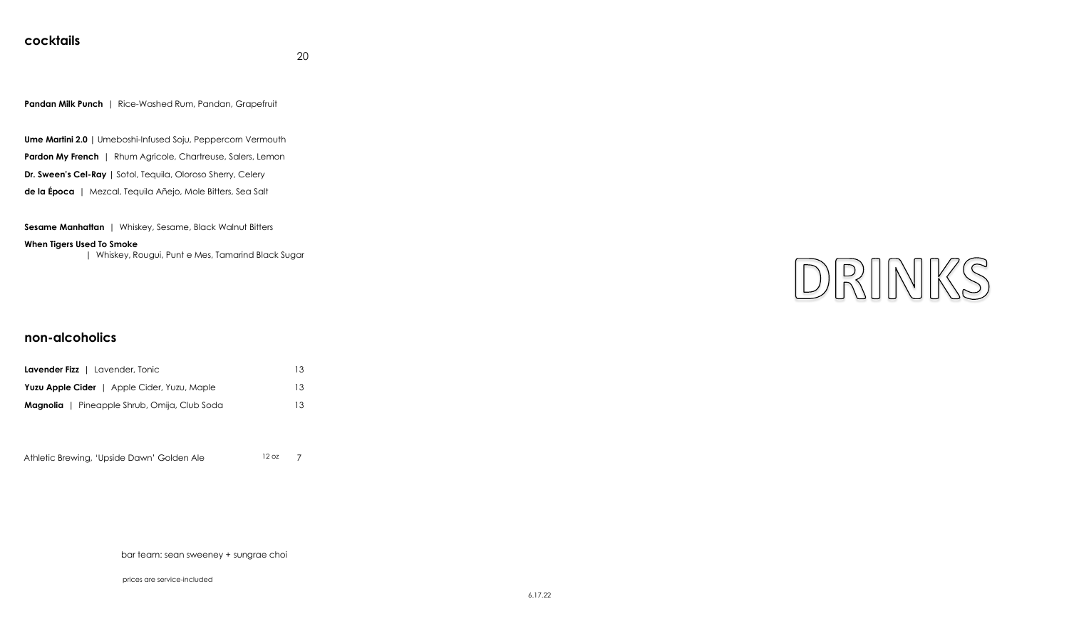## cocktails

20

**Pandan Milk Punch** | Rice-Washed Rum, Pandan, Grapefruit

**Ume Martini 2.0** | Umeboshi-Infused Soju, Peppercorn Vermouth

**Pardon My French** | Rhum Agricole, Chartreuse, Salers, Lemon

**Dr. Sween's Cel-Ray** | Sotol, Tequila, Oloroso Sherry, Celery

**de la Época** | Mezcal, Tequila Añejo, Mole Bitters, Sea Salt

**Sesame Manhattan** | Whiskey, Sesame, Black Walnut Bitters

**When Tigers Used To Smoke** | Whiskey, Rougui, Punt e Mes, Tamarind Black Sugar

## non-alcoholics

| | |
|---|---|
| **Lavender Fizz** \| Lavender, Tonic | 13 |
| **Yuzu Apple Cider** \| Apple Cider, Yuzu, Maple | 13 |
| **Magnolia** \| Pineapple Shrub, Omija, Club Soda | 13 |

| | | |
|---|---|---|
| Athletic Brewing, 'Upside Dawn' Golden Ale | 12 oz | 7 |

bar team: sean sweeney + sungrae choi

prices are service-included

6.17.22

# DRINKS